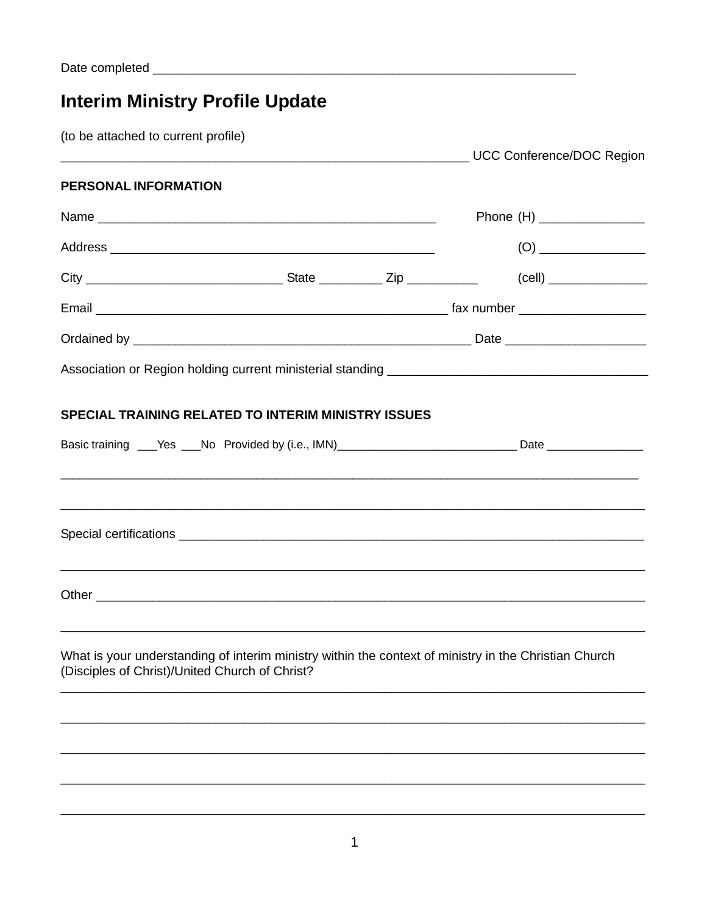Date completed ____________________________________________________________

# Interim Ministry Profile Update

(to be attached to current profile)

____________________________________________________________ UCC Conference/DOC Region

**PERSONAL INFORMATION**

Name _________________________________________________ Phone (H) _______________

Address ________________________________________________ (O) _______________

City ____________________________ State _________ Zip __________ (cell) ______________

Email ___________________________________________________ fax number __________________

Ordained by ________________________________________________ Date ___________________

Association or Region holding current ministerial standing _____________________________________

**SPECIAL TRAINING RELATED TO INTERIM MINISTRY ISSUES**

Basic training ___Yes ___No Provided by (i.e., IMN)____________________________ Date _______________

____________________________________________________________________________________

____________________________________________________________________________________

Special certifications _____________________________________________________________________

____________________________________________________________________________________

Other ______________________________________________________________________________

____________________________________________________________________________________

What is your understanding of interim ministry within the context of ministry in the Christian Church (Disciples of Christ)/United Church of Christ?

____________________________________________________________________________________

____________________________________________________________________________________

____________________________________________________________________________________

____________________________________________________________________________________

____________________________________________________________________________________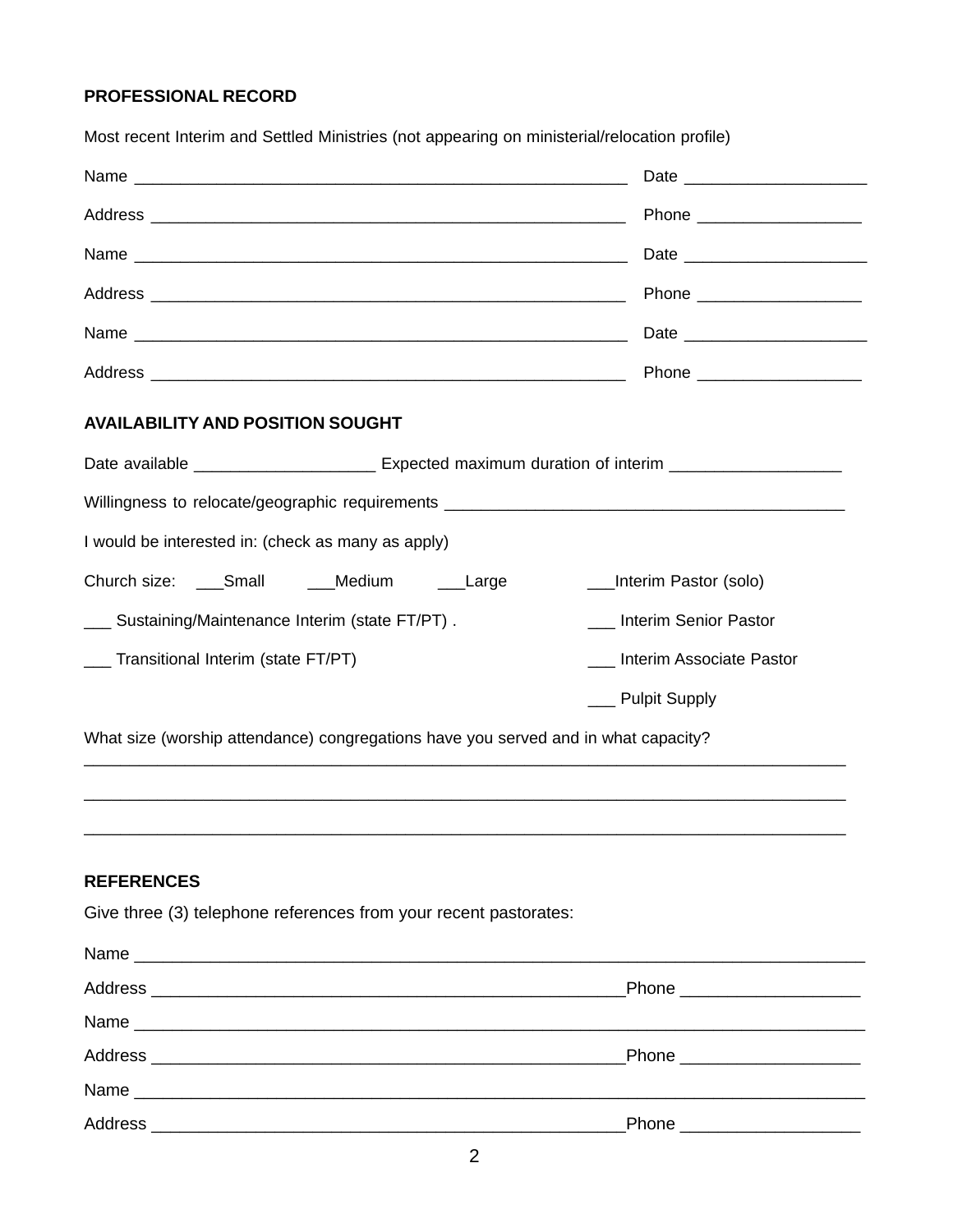**PROFESSIONAL RECORD**

Most recent Interim and Settled Ministries (not appearing on ministerial/relocation profile)

Name ______________________________________________________ Date ____________________

Address ____________________________________________________ Phone __________________

Name ______________________________________________________ Date ____________________

Address ____________________________________________________ Phone __________________

Name ______________________________________________________ Date ____________________

Address ____________________________________________________ Phone __________________

**AVAILABILITY AND POSITION SOUGHT**

Date available ____________________ Expected maximum duration of interim __________________

Willingness to relocate/geographic requirements ____________________________________________

I would be interested in: (check as many as apply)

Church size: ___Small ___Medium ___Large

___Interim Pastor (solo)

___ Sustaining/Maintenance Interim (state FT/PT) .

___ Interim Senior Pastor

___ Transitional Interim (state FT/PT)

___ Interim Associate Pastor

___ Pulpit Supply

What size (worship attendance) congregations have you served and in what capacity?
_____________________________________________________________________________________

_____________________________________________________________________________________

_____________________________________________________________________________________

**REFERENCES**

Give three (3) telephone references from your recent pastorates:

Name _________________________________________________________________________________

Address ____________________________________________________Phone ___________________

Name _________________________________________________________________________________

Address ____________________________________________________Phone ___________________

Name _________________________________________________________________________________

Address ____________________________________________________Phone ___________________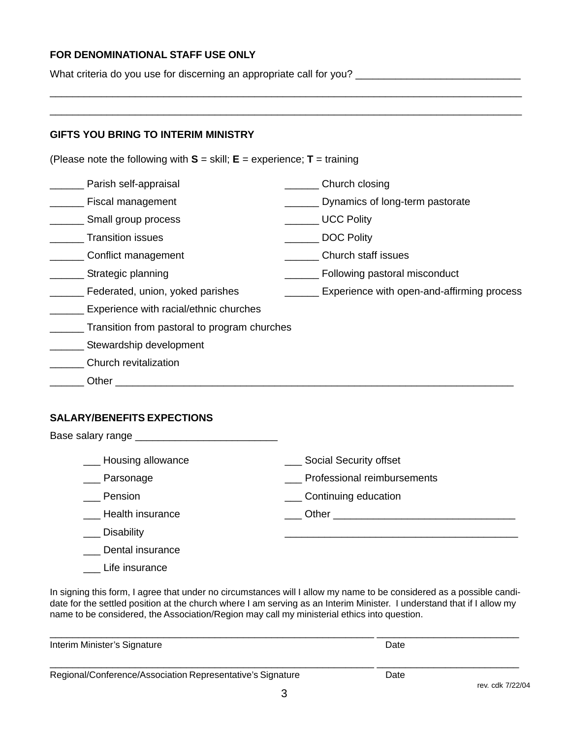**FOR DENOMINATIONAL STAFF USE ONLY**

What criteria do you use for discerning an appropriate call for you? ____________________________

________________________________________________________________________________

________________________________________________________________________________

**GIFTS YOU BRING TO INTERIM MINISTRY**

(Please note the following with **S** = skill; **E** = experience; **T** = training

______ Parish self-appraisal

______ Fiscal management

______ Small group process

______ Transition issues

______ Conflict management

______ Strategic planning

______ Federated, union, yoked parishes

______ Experience with racial/ethnic churches

______ Transition from pastoral to program churches

______ Stewardship development

______ Church revitalization

______ Other ____________________________________________________________________

______ Church closing

______ Dynamics of long-term pastorate

______ UCC Polity

______ DOC Polity

______ Church staff issues

______ Following pastoral misconduct

______ Experience with open-and-affirming process

**SALARY/BENEFITS EXPECTIONS**

Base salary range ________________________

___ Housing allowance

___ Parsonage

___ Pension

___ Health insurance

___ Disability

___ Dental insurance

___ Life insurance

___ Social Security offset

___ Professional reimbursements

___ Continuing education

___ Other _______________________________

________________________________________

In signing this form, I agree that under no circumstances will I allow my name to be considered as a possible candidate for the settled position at the church where I am serving as an Interim Minister. I understand that if I allow my name to be considered, the Association/Region may call my ministerial ethics into question.

_____________________________________________________________ __________________________

Interim Minister's Signature Date

_____________________________________________________________ __________________________

Regional/Conference/Association Representative's Signature Date

rev. cdk 7/22/04